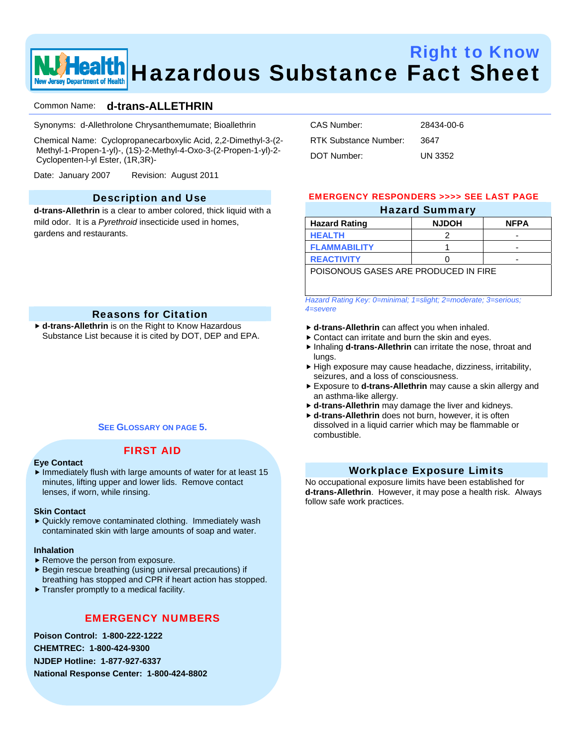# Right to Know
# Hazardous Substance Fact Sheet

Common Name: **d-trans-ALLETHRIN**

Synonyms: d-Allethrolone Chrysanthemumate; Bioallethrin

Chemical Name: Cyclopropanecarboxylic Acid, 2,2-Dimethyl-3-(2-Methyl-1-Propen-1-yl)-, (1S)-2-Methyl-4-Oxo-3-(2-Propen-1-yl)-2-Cyclopenten-l-yl Ester, (1R,3R)-

Date: January 2007 Revision: August 2011

CAS Number: 28434-00-6

RTK Substance Number: 3647

DOT Number: UN 3352

## Description and Use

**d-trans-Allethrin** is a clear to amber colored, thick liquid with a mild odor. It is a *Pyrethroid* insecticide used in homes, gardens and restaurants.

## Reasons for Citation

- **d-trans-Allethrin** is on the Right to Know Hazardous Substance List because it is cited by DOT, DEP and EPA.

SEE GLOSSARY ON PAGE 5.

## FIRST AID

**Eye Contact**

- Immediately flush with large amounts of water for at least 15 minutes, lifting upper and lower lids. Remove contact lenses, if worn, while rinsing.

**Skin Contact**

- Quickly remove contaminated clothing. Immediately wash contaminated skin with large amounts of soap and water.

**Inhalation**

- Remove the person from exposure.
- Begin rescue breathing (using universal precautions) if breathing has stopped and CPR if heart action has stopped.
- Transfer promptly to a medical facility.

## EMERGENCY NUMBERS

**Poison Control: 1-800-222-1222**

**CHEMTREC: 1-800-424-9300**

**NJDEP Hotline: 1-877-927-6337**

**National Response Center: 1-800-424-8802**

EMERGENCY RESPONDERS >>>> SEE LAST PAGE

## Hazard Summary

| Hazard Rating | NJDOH | NFPA |
|---|---|---|
| HEALTH | 2 | - |
| FLAMMABILITY | 1 | - |
| REACTIVITY | 0 | - |
| POISONOUS GASES ARE PRODUCED IN FIRE | | |

*Hazard Rating Key: 0=minimal; 1=slight; 2=moderate; 3=serious; 4=severe*

- **d-trans-Allethrin** can affect you when inhaled.
- Contact can irritate and burn the skin and eyes.
- Inhaling **d-trans-Allethrin** can irritate the nose, throat and lungs.
- High exposure may cause headache, dizziness, irritability, seizures, and a loss of consciousness.
- Exposure to **d-trans-Allethrin** may cause a skin allergy and an asthma-like allergy.
- **d-trans-Allethrin** may damage the liver and kidneys.
- **d-trans-Allethrin** does not burn, however, it is often dissolved in a liquid carrier which may be flammable or combustible.

## Workplace Exposure Limits

No occupational exposure limits have been established for **d-trans-Allethrin**. However, it may pose a health risk. Always follow safe work practices.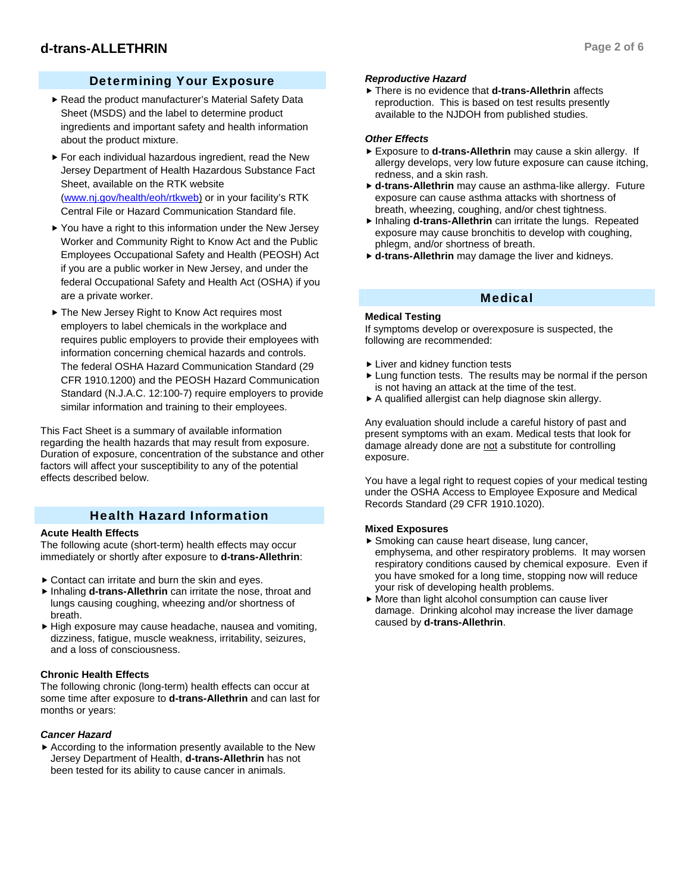## Determining Your Exposure

- Read the product manufacturer's Material Safety Data Sheet (MSDS) and the label to determine product ingredients and important safety and health information about the product mixture.
- For each individual hazardous ingredient, read the New Jersey Department of Health Hazardous Substance Fact Sheet, available on the RTK website (www.nj.gov/health/eoh/rtkweb) or in your facility's RTK Central File or Hazard Communication Standard file.
- You have a right to this information under the New Jersey Worker and Community Right to Know Act and the Public Employees Occupational Safety and Health (PEOSH) Act if you are a public worker in New Jersey, and under the federal Occupational Safety and Health Act (OSHA) if you are a private worker.
- The New Jersey Right to Know Act requires most employers to label chemicals in the workplace and requires public employers to provide their employees with information concerning chemical hazards and controls. The federal OSHA Hazard Communication Standard (29 CFR 1910.1200) and the PEOSH Hazard Communication Standard (N.J.A.C. 12:100-7) require employers to provide similar information and training to their employees.

This Fact Sheet is a summary of available information regarding the health hazards that may result from exposure. Duration of exposure, concentration of the substance and other factors will affect your susceptibility to any of the potential effects described below.

## Health Hazard Information

**Acute Health Effects**

The following acute (short-term) health effects may occur immediately or shortly after exposure to **d-trans-Allethrin**:

- Contact can irritate and burn the skin and eyes.
- Inhaling **d-trans-Allethrin** can irritate the nose, throat and lungs causing coughing, wheezing and/or shortness of breath.
- High exposure may cause headache, nausea and vomiting, dizziness, fatigue, muscle weakness, irritability, seizures, and a loss of consciousness.

**Chronic Health Effects**

The following chronic (long-term) health effects can occur at some time after exposure to **d-trans-Allethrin** and can last for months or years:

***Cancer Hazard***

- According to the information presently available to the New Jersey Department of Health, **d-trans-Allethrin** has not been tested for its ability to cause cancer in animals.

***Reproductive Hazard***

- There is no evidence that **d-trans-Allethrin** affects reproduction. This is based on test results presently available to the NJDOH from published studies.

***Other Effects***

- Exposure to **d-trans-Allethrin** may cause a skin allergy. If allergy develops, very low future exposure can cause itching, redness, and a skin rash.
- **d-trans-Allethrin** may cause an asthma-like allergy. Future exposure can cause asthma attacks with shortness of breath, wheezing, coughing, and/or chest tightness.
- Inhaling **d-trans-Allethrin** can irritate the lungs. Repeated exposure may cause bronchitis to develop with coughing, phlegm, and/or shortness of breath.
- **d-trans-Allethrin** may damage the liver and kidneys.

## Medical

**Medical Testing**

If symptoms develop or overexposure is suspected, the following are recommended:

- Liver and kidney function tests
- Lung function tests. The results may be normal if the person is not having an attack at the time of the test.
- A qualified allergist can help diagnose skin allergy.

Any evaluation should include a careful history of past and present symptoms with an exam. Medical tests that look for damage already done are not a substitute for controlling exposure.

You have a legal right to request copies of your medical testing under the OSHA Access to Employee Exposure and Medical Records Standard (29 CFR 1910.1020).

**Mixed Exposures**

- Smoking can cause heart disease, lung cancer, emphysema, and other respiratory problems. It may worsen respiratory conditions caused by chemical exposure. Even if you have smoked for a long time, stopping now will reduce your risk of developing health problems.
- More than light alcohol consumption can cause liver damage. Drinking alcohol may increase the liver damage caused by **d-trans-Allethrin**.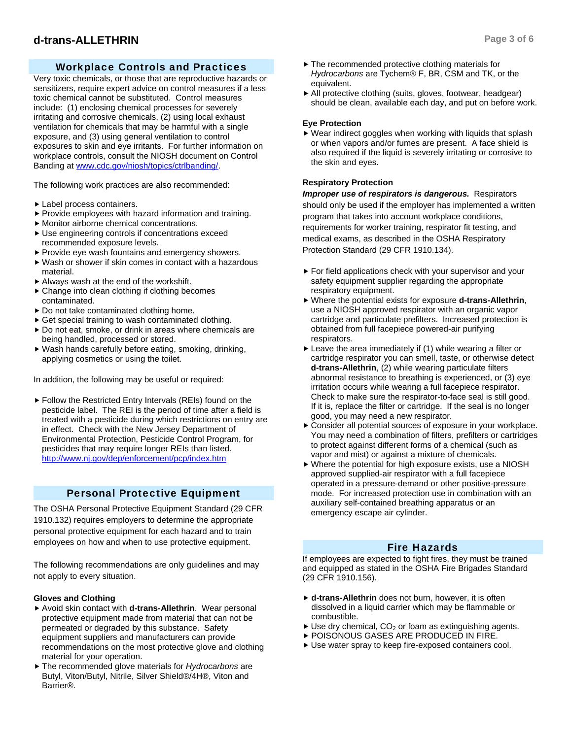## Workplace Controls and Practices

Very toxic chemicals, or those that are reproductive hazards or sensitizers, require expert advice on control measures if a less toxic chemical cannot be substituted. Control measures include: (1) enclosing chemical processes for severely irritating and corrosive chemicals, (2) using local exhaust ventilation for chemicals that may be harmful with a single exposure, and (3) using general ventilation to control exposures to skin and eye irritants. For further information on workplace controls, consult the NIOSH document on Control Banding at www.cdc.gov/niosh/topics/ctrlbanding/.

The following work practices are also recommended:

- Label process containers.
- Provide employees with hazard information and training.
- Monitor airborne chemical concentrations.
- Use engineering controls if concentrations exceed recommended exposure levels.
- Provide eye wash fountains and emergency showers.
- Wash or shower if skin comes in contact with a hazardous material.
- Always wash at the end of the workshift.
- Change into clean clothing if clothing becomes contaminated.
- Do not take contaminated clothing home.
- Get special training to wash contaminated clothing.
- Do not eat, smoke, or drink in areas where chemicals are being handled, processed or stored.
- Wash hands carefully before eating, smoking, drinking, applying cosmetics or using the toilet.

In addition, the following may be useful or required:

- Follow the Restricted Entry Intervals (REIs) found on the pesticide label. The REI is the period of time after a field is treated with a pesticide during which restrictions on entry are in effect. Check with the New Jersey Department of Environmental Protection, Pesticide Control Program, for pesticides that may require longer REIs than listed. http://www.nj.gov/dep/enforcement/pcp/index.htm

## Personal Protective Equipment

The OSHA Personal Protective Equipment Standard (29 CFR 1910.132) requires employers to determine the appropriate personal protective equipment for each hazard and to train employees on how and when to use protective equipment.

The following recommendations are only guidelines and may not apply to every situation.

### Gloves and Clothing

- Avoid skin contact with **d-trans-Allethrin**. Wear personal protective equipment made from material that can not be permeated or degraded by this substance. Safety equipment suppliers and manufacturers can provide recommendations on the most protective glove and clothing material for your operation.
- The recommended glove materials for *Hydrocarbons* are Butyl, Viton/Butyl, Nitrile, Silver Shield®/4H®, Viton and Barrier®.
- The recommended protective clothing materials for *Hydrocarbons* are Tychem® F, BR, CSM and TK, or the equivalent.
- All protective clothing (suits, gloves, footwear, headgear) should be clean, available each day, and put on before work.

### Eye Protection

- Wear indirect goggles when working with liquids that splash or when vapors and/or fumes are present. A face shield is also required if the liquid is severely irritating or corrosive to the skin and eyes.

### Respiratory Protection

***Improper use of respirators is dangerous.*** Respirators should only be used if the employer has implemented a written program that takes into account workplace conditions, requirements for worker training, respirator fit testing, and medical exams, as described in the OSHA Respiratory Protection Standard (29 CFR 1910.134).

- For field applications check with your supervisor and your safety equipment supplier regarding the appropriate respiratory equipment.
- Where the potential exists for exposure **d-trans-Allethrin**, use a NIOSH approved respirator with an organic vapor cartridge and particulate prefilters. Increased protection is obtained from full facepiece powered-air purifying respirators.
- Leave the area immediately if (1) while wearing a filter or cartridge respirator you can smell, taste, or otherwise detect **d-trans-Allethrin**, (2) while wearing particulate filters abnormal resistance to breathing is experienced, or (3) eye irritation occurs while wearing a full facepiece respirator. Check to make sure the respirator-to-face seal is still good. If it is, replace the filter or cartridge. If the seal is no longer good, you may need a new respirator.
- Consider all potential sources of exposure in your workplace. You may need a combination of filters, prefilters or cartridges to protect against different forms of a chemical (such as vapor and mist) or against a mixture of chemicals.
- Where the potential for high exposure exists, use a NIOSH approved supplied-air respirator with a full facepiece operated in a pressure-demand or other positive-pressure mode. For increased protection use in combination with an auxiliary self-contained breathing apparatus or an emergency escape air cylinder.

## Fire Hazards

If employees are expected to fight fires, they must be trained and equipped as stated in the OSHA Fire Brigades Standard (29 CFR 1910.156).

- **d-trans-Allethrin** does not burn, however, it is often dissolved in a liquid carrier which may be flammable or combustible.
- Use dry chemical, $CO_2$ or foam as extinguishing agents.
- POISONOUS GASES ARE PRODUCED IN FIRE.
- Use water spray to keep fire-exposed containers cool.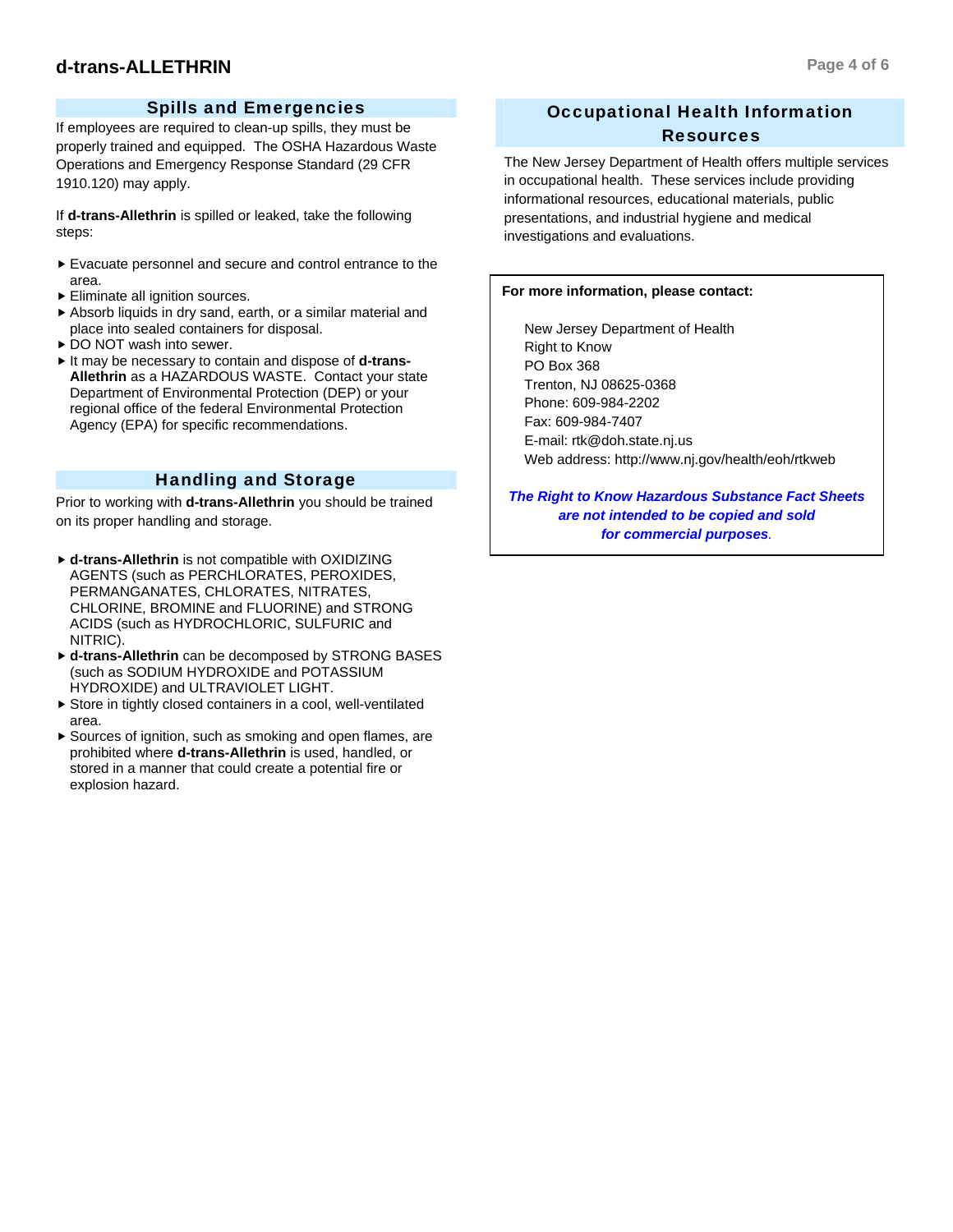## Spills and Emergencies

If employees are required to clean-up spills, they must be properly trained and equipped. The OSHA Hazardous Waste Operations and Emergency Response Standard (29 CFR 1910.120) may apply.

If **d-trans-Allethrin** is spilled or leaked, take the following steps:

- Evacuate personnel and secure and control entrance to the area.
- Eliminate all ignition sources.
- Absorb liquids in dry sand, earth, or a similar material and place into sealed containers for disposal.
- DO NOT wash into sewer.
- It may be necessary to contain and dispose of **d-trans-Allethrin** as a HAZARDOUS WASTE. Contact your state Department of Environmental Protection (DEP) or your regional office of the federal Environmental Protection Agency (EPA) for specific recommendations.

## Handling and Storage

Prior to working with **d-trans-Allethrin** you should be trained on its proper handling and storage.

- **d-trans-Allethrin** is not compatible with OXIDIZING AGENTS (such as PERCHLORATES, PEROXIDES, PERMANGANATES, CHLORATES, NITRATES, CHLORINE, BROMINE and FLUORINE) and STRONG ACIDS (such as HYDROCHLORIC, SULFURIC and NITRIC).
- **d-trans-Allethrin** can be decomposed by STRONG BASES (such as SODIUM HYDROXIDE and POTASSIUM HYDROXIDE) and ULTRAVIOLET LIGHT.
- Store in tightly closed containers in a cool, well-ventilated area.
- Sources of ignition, such as smoking and open flames, are prohibited where **d-trans-Allethrin** is used, handled, or stored in a manner that could create a potential fire or explosion hazard.

## Occupational Health Information Resources

The New Jersey Department of Health offers multiple services in occupational health. These services include providing informational resources, educational materials, public presentations, and industrial hygiene and medical investigations and evaluations.

**For more information, please contact:**

New Jersey Department of Health
Right to Know
PO Box 368
Trenton, NJ 08625-0368
Phone: 609-984-2202
Fax: 609-984-7407
E-mail: rtk@doh.state.nj.us
Web address: http://www.nj.gov/health/eoh/rtkweb

***The Right to Know Hazardous Substance Fact Sheets are not intended to be copied and sold for commercial purposes.***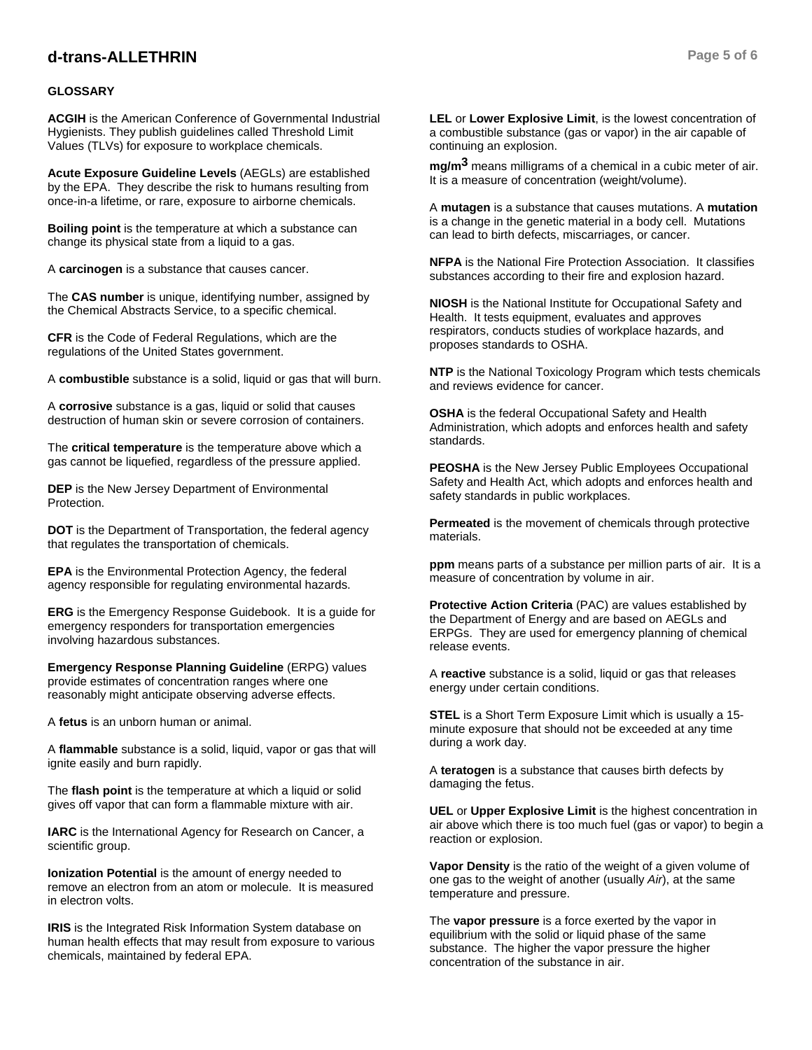## GLOSSARY

**ACGIH** is the American Conference of Governmental Industrial Hygienists. They publish guidelines called Threshold Limit Values (TLVs) for exposure to workplace chemicals.

**Acute Exposure Guideline Levels** (AEGLs) are established by the EPA. They describe the risk to humans resulting from once-in-a lifetime, or rare, exposure to airborne chemicals.

**Boiling point** is the temperature at which a substance can change its physical state from a liquid to a gas.

A **carcinogen** is a substance that causes cancer.

The **CAS number** is unique, identifying number, assigned by the Chemical Abstracts Service, to a specific chemical.

**CFR** is the Code of Federal Regulations, which are the regulations of the United States government.

A **combustible** substance is a solid, liquid or gas that will burn.

A **corrosive** substance is a gas, liquid or solid that causes destruction of human skin or severe corrosion of containers.

The **critical temperature** is the temperature above which a gas cannot be liquefied, regardless of the pressure applied.

**DEP** is the New Jersey Department of Environmental Protection.

**DOT** is the Department of Transportation, the federal agency that regulates the transportation of chemicals.

**EPA** is the Environmental Protection Agency, the federal agency responsible for regulating environmental hazards.

**ERG** is the Emergency Response Guidebook. It is a guide for emergency responders for transportation emergencies involving hazardous substances.

**Emergency Response Planning Guideline** (ERPG) values provide estimates of concentration ranges where one reasonably might anticipate observing adverse effects.

A **fetus** is an unborn human or animal.

A **flammable** substance is a solid, liquid, vapor or gas that will ignite easily and burn rapidly.

The **flash point** is the temperature at which a liquid or solid gives off vapor that can form a flammable mixture with air.

**IARC** is the International Agency for Research on Cancer, a scientific group.

**Ionization Potential** is the amount of energy needed to remove an electron from an atom or molecule. It is measured in electron volts.

**IRIS** is the Integrated Risk Information System database on human health effects that may result from exposure to various chemicals, maintained by federal EPA.

**LEL** or **Lower Explosive Limit**, is the lowest concentration of a combustible substance (gas or vapor) in the air capable of continuing an explosion.

**mg/m$^3$** means milligrams of a chemical in a cubic meter of air. It is a measure of concentration (weight/volume).

A **mutagen** is a substance that causes mutations. A **mutation** is a change in the genetic material in a body cell. Mutations can lead to birth defects, miscarriages, or cancer.

**NFPA** is the National Fire Protection Association. It classifies substances according to their fire and explosion hazard.

**NIOSH** is the National Institute for Occupational Safety and Health. It tests equipment, evaluates and approves respirators, conducts studies of workplace hazards, and proposes standards to OSHA.

**NTP** is the National Toxicology Program which tests chemicals and reviews evidence for cancer.

**OSHA** is the federal Occupational Safety and Health Administration, which adopts and enforces health and safety standards.

**PEOSHA** is the New Jersey Public Employees Occupational Safety and Health Act, which adopts and enforces health and safety standards in public workplaces.

**Permeated** is the movement of chemicals through protective materials.

**ppm** means parts of a substance per million parts of air. It is a measure of concentration by volume in air.

**Protective Action Criteria** (PAC) are values established by the Department of Energy and are based on AEGLs and ERPGs. They are used for emergency planning of chemical release events.

A **reactive** substance is a solid, liquid or gas that releases energy under certain conditions.

**STEL** is a Short Term Exposure Limit which is usually a 15-minute exposure that should not be exceeded at any time during a work day.

A **teratogen** is a substance that causes birth defects by damaging the fetus.

**UEL** or **Upper Explosive Limit** is the highest concentration in air above which there is too much fuel (gas or vapor) to begin a reaction or explosion.

**Vapor Density** is the ratio of the weight of a given volume of one gas to the weight of another (usually *Air*), at the same temperature and pressure.

The **vapor pressure** is a force exerted by the vapor in equilibrium with the solid or liquid phase of the same substance. The higher the vapor pressure the higher concentration of the substance in air.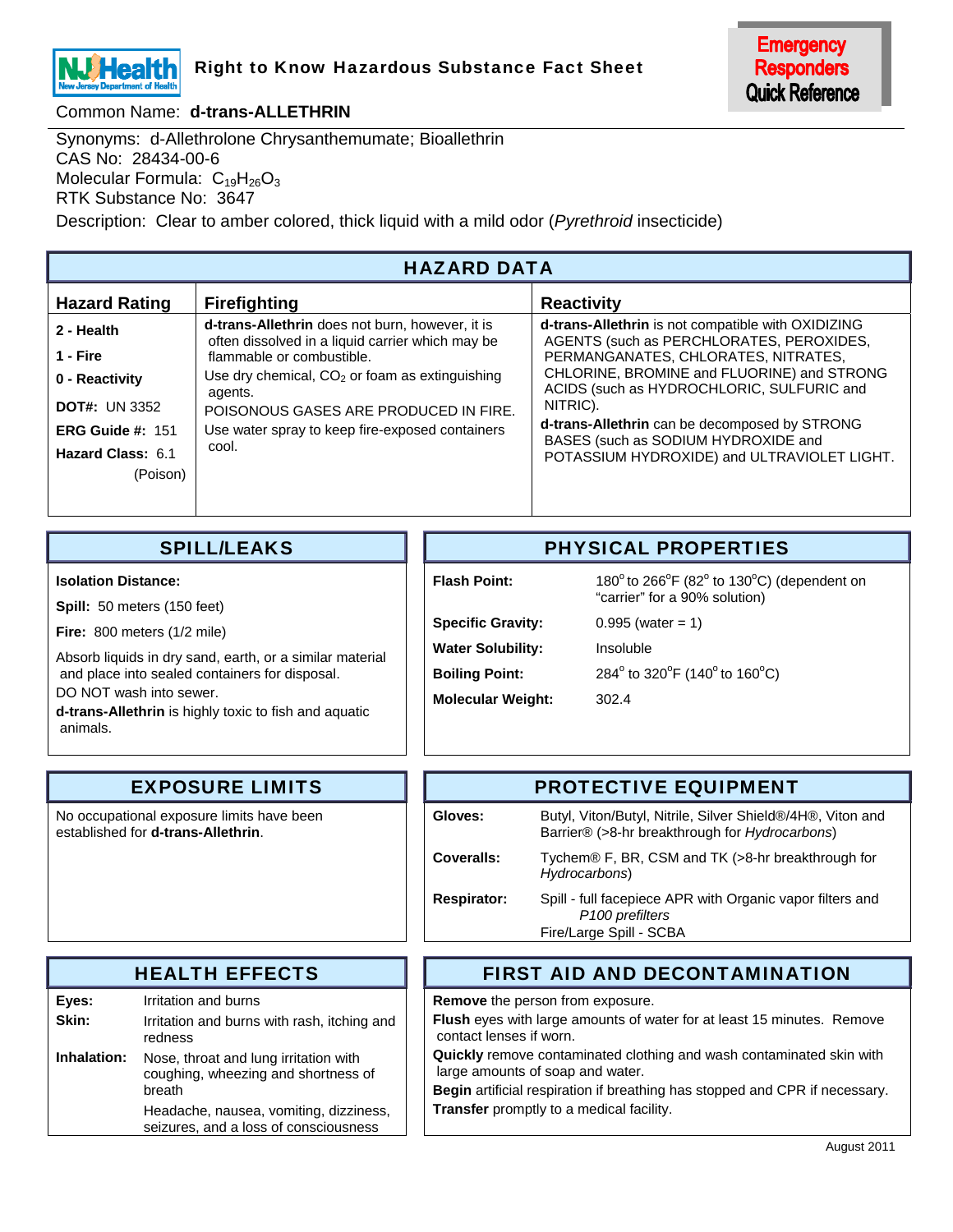**Right to Know Hazardous Substance Fact Sheet**

**Emergency Responders Quick Reference**

Common Name: **d-trans-ALLETHRIN**

Synonyms: d-Allethrolone Chrysanthemumate; Bioallethrin
CAS No: 28434-00-6
Molecular Formula: $C_{19}H_{26}O_3$
RTK Substance No: 3647
Description: Clear to amber colored, thick liquid with a mild odor (*Pyrethroid* insecticide)

## HAZARD DATA

| Hazard Rating | Firefighting | Reactivity |
|---|---|---|
| **2 - Health**<br>**1 - Fire**<br>**0 - Reactivity**<br>**DOT#:** UN 3352<br>**ERG Guide #:** 151<br>**Hazard Class:** 6.1 (Poison) | **d-trans-Allethrin** does not burn, however, it is often dissolved in a liquid carrier which may be flammable or combustible.<br>Use dry chemical, $CO_2$ or foam as extinguishing agents.<br>POISONOUS GASES ARE PRODUCED IN FIRE.<br>Use water spray to keep fire-exposed containers cool. | **d-trans-Allethrin** is not compatible with OXIDIZING AGENTS (such as PERCHLORATES, PEROXIDES, PERMANGANATES, CHLORATES, NITRATES, CHLORINE, BROMINE and FLUORINE) and STRONG ACIDS (such as HYDROCHLORIC, SULFURIC and NITRIC).<br>**d-trans-Allethrin** can be decomposed by STRONG BASES (such as SODIUM HYDROXIDE and POTASSIUM HYDROXIDE) and ULTRAVIOLET LIGHT. |

## SPILL/LEAKS

**Isolation Distance:**

**Spill:** 50 meters (150 feet)

**Fire:** 800 meters (1/2 mile)

Absorb liquids in dry sand, earth, or a similar material and place into sealed containers for disposal.

DO NOT wash into sewer.

**d-trans-Allethrin** is highly toxic to fish and aquatic animals.

## PHYSICAL PROPERTIES

| | |
|---|---|
| **Flash Point:** | 180°to 266°F (82° to 130°C) (dependent on "carrier" for a 90% solution) |
| **Specific Gravity:** | 0.995 (water = 1) |
| **Water Solubility:** | Insoluble |
| **Boiling Point:** | 284° to 320°F (140° to 160°C) |
| **Molecular Weight:** | 302.4 |

## EXPOSURE LIMITS

No occupational exposure limits have been established for **d-trans-Allethrin**.

## PROTECTIVE EQUIPMENT

| | |
|---|---|
| **Gloves:** | Butyl, Viton/Butyl, Nitrile, Silver Shield®/4H®, Viton and Barrier® (>8-hr breakthrough for *Hydrocarbons*) |
| **Coveralls:** | Tychem® F, BR, CSM and TK (>8-hr breakthrough for *Hydrocarbons*) |
| **Respirator:** | Spill - full facepiece APR with Organic vapor filters and *P100 prefilters*<br>Fire/Large Spill - SCBA |

## HEALTH EFFECTS

| | |
|---|---|
| **Eyes:** | Irritation and burns |
| **Skin:** | Irritation and burns with rash, itching and redness |
| **Inhalation:** | Nose, throat and lung irritation with coughing, wheezing and shortness of breath<br>Headache, nausea, vomiting, dizziness, seizures, and a loss of consciousness |

## FIRST AID AND DECONTAMINATION

**Remove** the person from exposure.

**Flush** eyes with large amounts of water for at least 15 minutes. Remove contact lenses if worn.

**Quickly** remove contaminated clothing and wash contaminated skin with large amounts of soap and water.

**Begin** artificial respiration if breathing has stopped and CPR if necessary.

**Transfer** promptly to a medical facility.

August 2011